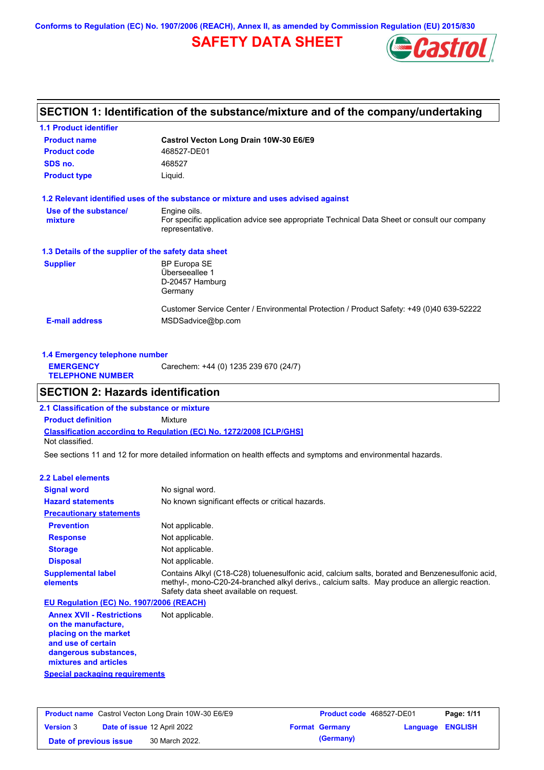Conforms to Regulation (EC) No. 1907/2006 (REACH), Annex II, as amended by Commission Regulation (EU) 2015/830

# SAFETY DATA SHEET

## SECTION 1: Identification of the substance/mixture and of the company/undertaking

### 1.1 Product identifier

| | |
|---|---|
| **Product name** | **Castrol Vecton Long Drain 10W-30 E6/E9** |
| **Product code** | 468527-DE01 |
| **SDS no.** | 468527 |
| **Product type** | Liquid. |

### 1.2 Relevant identified uses of the substance or mixture and uses advised against

**Use of the substance/ mixture**: Engine oils.
For specific application advice see appropriate Technical Data Sheet or consult our company representative.

### 1.3 Details of the supplier of the safety data sheet

**Supplier**:
BP Europa SE
Überseeallee 1
D-20457 Hamburg
Germany

Customer Service Center / Environmental Protection / Product Safety: +49 (0)40 639-52222

**E-mail address**: MSDSadvice@bp.com

### 1.4 Emergency telephone number

**EMERGENCY TELEPHONE NUMBER**: Carechem: +44 (0) 1235 239 670 (24/7)

## SECTION 2: Hazards identification

### 2.1 Classification of the substance or mixture

**Product definition**: Mixture

**Classification according to Regulation (EC) No. 1272/2008 [CLP/GHS]**
Not classified.

See sections 11 and 12 for more detailed information on health effects and symptoms and environmental hazards.

### 2.2 Label elements

**Signal word**: No signal word.

**Hazard statements**: No known significant effects or critical hazards.

**Precautionary statements**

**Prevention**: Not applicable.

**Response**: Not applicable.

**Storage**: Not applicable.

**Disposal**: Not applicable.

**Supplemental label elements**: Contains Alkyl (C18-C28) toluenesulfonic acid, calcium salts, borated and Benzenesulfonic acid, methyl-, mono-C20-24-branched alkyl derivs., calcium salts. May produce an allergic reaction. Safety data sheet available on request.

**EU Regulation (EC) No. 1907/2006 (REACH)**

**Annex XVII - Restrictions on the manufacture, placing on the market and use of certain dangerous substances, mixtures and articles**: Not applicable.

**Special packaging requirements**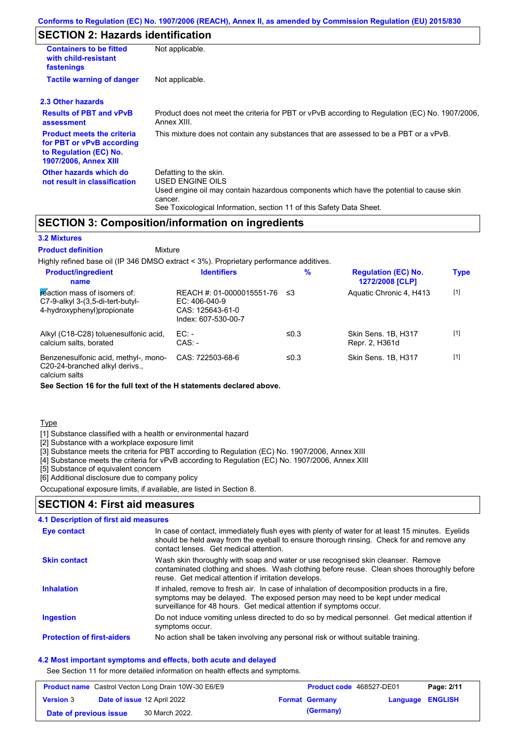## SECTION 2: Hazards identification

| | |
|---|---|
| **Containers to be fitted with child-resistant fastenings** | Not applicable. |
| **Tactile warning of danger** | Not applicable. |

### 2.3 Other hazards

| | |
|---|---|
| **Results of PBT and vPvB assessment** | Product does not meet the criteria for PBT or vPvB according to Regulation (EC) No. 1907/2006, Annex XIII. |
| **Product meets the criteria for PBT or vPvB according to Regulation (EC) No. 1907/2006, Annex XIII** | This mixture does not contain any substances that are assessed to be a PBT or a vPvB. |
| **Other hazards which do not result in classification** | Defatting to the skin.<br>USED ENGINE OILS<br>Used engine oil may contain hazardous components which have the potential to cause skin cancer.<br>See Toxicological Information, section 11 of this Safety Data Sheet. |

## SECTION 3: Composition/information on ingredients

### 3.2 Mixtures

**Product definition** Mixture

Highly refined base oil (IP 346 DMSO extract < 3%). Proprietary performance additives.

| Product/ingredient name | Identifiers | % | Regulation (EC) No. 1272/2008 [CLP] | Type |
|---|---|---|---|---|
| reaction mass of isomers of: C7-9-alkyl 3-(3,5-di-tert-butyl-4-hydroxyphenyl)propionate | REACH #: 01-0000015551-76<br>EC: 406-040-9<br>CAS: 125643-61-0<br>Index: 607-530-00-7 | ≤3 | Aquatic Chronic 4, H413 | [1] |
| Alkyl (C18-C28) toluenesulfonic acid, calcium salts, borated | EC: -<br>CAS: - | ≤0.3 | Skin Sens. 1B, H317<br>Repr. 2, H361d | [1] |
| Benzenesulfonic acid, methyl-, mono-C20-24-branched alkyl derivs., calcium salts | CAS: 722503-68-6 | ≤0.3 | Skin Sens. 1B, H317 | [1] |

**See Section 16 for the full text of the H statements declared above.**

Type

[1] Substance classified with a health or environmental hazard
[2] Substance with a workplace exposure limit
[3] Substance meets the criteria for PBT according to Regulation (EC) No. 1907/2006, Annex XIII
[4] Substance meets the criteria for vPvB according to Regulation (EC) No. 1907/2006, Annex XIII
[5] Substance of equivalent concern
[6] Additional disclosure due to company policy

Occupational exposure limits, if available, are listed in Section 8.

## SECTION 4: First aid measures

### 4.1 Description of first aid measures

| | |
|---|---|
| **Eye contact** | In case of contact, immediately flush eyes with plenty of water for at least 15 minutes. Eyelids should be held away from the eyeball to ensure thorough rinsing. Check for and remove any contact lenses. Get medical attention. |
| **Skin contact** | Wash skin thoroughly with soap and water or use recognised skin cleanser. Remove contaminated clothing and shoes. Wash clothing before reuse. Clean shoes thoroughly before reuse. Get medical attention if irritation develops. |
| **Inhalation** | If inhaled, remove to fresh air. In case of inhalation of decomposition products in a fire, symptoms may be delayed. The exposed person may need to be kept under medical surveillance for 48 hours. Get medical attention if symptoms occur. |
| **Ingestion** | Do not induce vomiting unless directed to do so by medical personnel. Get medical attention if symptoms occur. |
| **Protection of first-aiders** | No action shall be taken involving any personal risk or without suitable training. |

### 4.2 Most important symptoms and effects, both acute and delayed

See Section 11 for more detailed information on health effects and symptoms.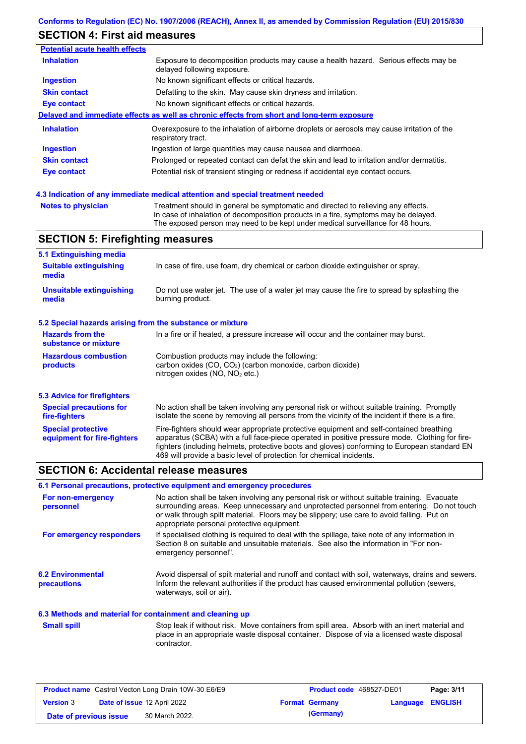## SECTION 4: First aid measures

**Potential acute health effects**

| | |
|---|---|
| **Inhalation** | Exposure to decomposition products may cause a health hazard. Serious effects may be delayed following exposure. |
| **Ingestion** | No known significant effects or critical hazards. |
| **Skin contact** | Defatting to the skin. May cause skin dryness and irritation. |
| **Eye contact** | No known significant effects or critical hazards. |

**Delayed and immediate effects as well as chronic effects from short and long-term exposure**

| | |
|---|---|
| **Inhalation** | Overexposure to the inhalation of airborne droplets or aerosols may cause irritation of the respiratory tract. |
| **Ingestion** | Ingestion of large quantities may cause nausea and diarrhoea. |
| **Skin contact** | Prolonged or repeated contact can defat the skin and lead to irritation and/or dermatitis. |
| **Eye contact** | Potential risk of transient stinging or redness if accidental eye contact occurs. |

### 4.3 Indication of any immediate medical attention and special treatment needed

| | |
|---|---|
| **Notes to physician** | Treatment should in general be symptomatic and directed to relieving any effects. In case of inhalation of decomposition products in a fire, symptoms may be delayed. The exposed person may need to be kept under medical surveillance for 48 hours. |

## SECTION 5: Firefighting measures

### 5.1 Extinguishing media

| | |
|---|---|
| **Suitable extinguishing media** | In case of fire, use foam, dry chemical or carbon dioxide extinguisher or spray. |
| **Unsuitable extinguishing media** | Do not use water jet. The use of a water jet may cause the fire to spread by splashing the burning product. |

### 5.2 Special hazards arising from the substance or mixture

| | |
|---|---|
| **Hazards from the substance or mixture** | In a fire or if heated, a pressure increase will occur and the container may burst. |
| **Hazardous combustion products** | Combustion products may include the following: carbon oxides (CO, $CO_2$) (carbon monoxide, carbon dioxide) nitrogen oxides (NO, $NO_2$ etc.) |

### 5.3 Advice for firefighters

| | |
|---|---|
| **Special precautions for fire-fighters** | No action shall be taken involving any personal risk or without suitable training. Promptly isolate the scene by removing all persons from the vicinity of the incident if there is a fire. |
| **Special protective equipment for fire-fighters** | Fire-fighters should wear appropriate protective equipment and self-contained breathing apparatus (SCBA) with a full face-piece operated in positive pressure mode. Clothing for fire-fighters (including helmets, protective boots and gloves) conforming to European standard EN 469 will provide a basic level of protection for chemical incidents. |

## SECTION 6: Accidental release measures

### 6.1 Personal precautions, protective equipment and emergency procedures

| | |
|---|---|
| **For non-emergency personnel** | No action shall be taken involving any personal risk or without suitable training. Evacuate surrounding areas. Keep unnecessary and unprotected personnel from entering. Do not touch or walk through spilt material. Floors may be slippery; use care to avoid falling. Put on appropriate personal protective equipment. |
| **For emergency responders** | If specialised clothing is required to deal with the spillage, take note of any information in Section 8 on suitable and unsuitable materials. See also the information in "For non-emergency personnel". |

| | |
|---|---|
| **6.2 Environmental precautions** | Avoid dispersal of spilt material and runoff and contact with soil, waterways, drains and sewers. Inform the relevant authorities if the product has caused environmental pollution (sewers, waterways, soil or air). |

### 6.3 Methods and material for containment and cleaning up

| | |
|---|---|
| **Small spill** | Stop leak if without risk. Move containers from spill area. Absorb with an inert material and place in an appropriate waste disposal container. Dispose of via a licensed waste disposal contractor. |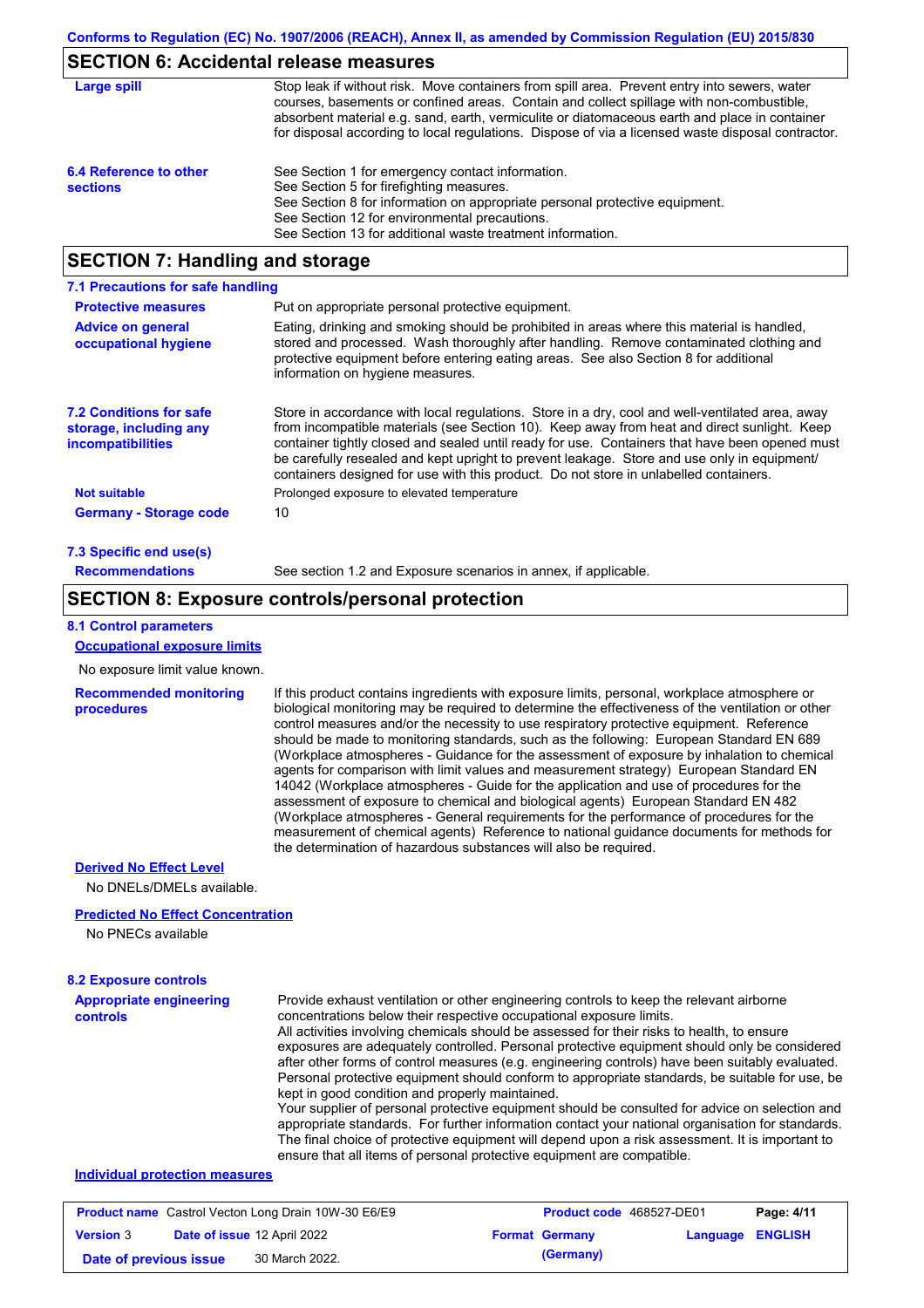## SECTION 6: Accidental release measures

| | |
|---|---|
| **Large spill** | Stop leak if without risk. Move containers from spill area. Prevent entry into sewers, water courses, basements or confined areas. Contain and collect spillage with non-combustible, absorbent material e.g. sand, earth, vermiculite or diatomaceous earth and place in container for disposal according to local regulations. Dispose of via a licensed waste disposal contractor. |
| **6.4 Reference to other sections** | See Section 1 for emergency contact information.<br>See Section 5 for firefighting measures.<br>See Section 8 for information on appropriate personal protective equipment.<br>See Section 12 for environmental precautions.<br>See Section 13 for additional waste treatment information. |

## SECTION 7: Handling and storage

### 7.1 Precautions for safe handling

| | |
|---|---|
| **Protective measures** | Put on appropriate personal protective equipment. |
| **Advice on general occupational hygiene** | Eating, drinking and smoking should be prohibited in areas where this material is handled, stored and processed. Wash thoroughly after handling. Remove contaminated clothing and protective equipment before entering eating areas. See also Section 8 for additional information on hygiene measures. |
| **7.2 Conditions for safe storage, including any incompatibilities** | Store in accordance with local regulations. Store in a dry, cool and well-ventilated area, away from incompatible materials (see Section 10). Keep away from heat and direct sunlight. Keep container tightly closed and sealed until ready for use. Containers that have been opened must be carefully resealed and kept upright to prevent leakage. Store and use only in equipment/ containers designed for use with this product. Do not store in unlabelled containers. |
| **Not suitable** | Prolonged exposure to elevated temperature |
| **Germany - Storage code** | 10 |

### 7.3 Specific end use(s)

| | |
|---|---|
| **Recommendations** | See section 1.2 and Exposure scenarios in annex, if applicable. |

## SECTION 8: Exposure controls/personal protection

### 8.1 Control parameters

**Occupational exposure limits**

No exposure limit value known.

| | |
|---|---|
| **Recommended monitoring procedures** | If this product contains ingredients with exposure limits, personal, workplace atmosphere or biological monitoring may be required to determine the effectiveness of the ventilation or other control measures and/or the necessity to use respiratory protective equipment. Reference should be made to monitoring standards, such as the following: European Standard EN 689 (Workplace atmospheres - Guidance for the assessment of exposure by inhalation to chemical agents for comparison with limit values and measurement strategy) European Standard EN 14042 (Workplace atmospheres - Guide for the application and use of procedures for the assessment of exposure to chemical and biological agents) European Standard EN 482 (Workplace atmospheres - General requirements for the performance of procedures for the measurement of chemical agents) Reference to national guidance documents for methods for the determination of hazardous substances will also be required. |

**Derived No Effect Level**

No DNELs/DMELs available.

**Predicted No Effect Concentration**

No PNECs available

### 8.2 Exposure controls

| | |
|---|---|
| **Appropriate engineering controls** | Provide exhaust ventilation or other engineering controls to keep the relevant airborne concentrations below their respective occupational exposure limits.<br>All activities involving chemicals should be assessed for their risks to health, to ensure exposures are adequately controlled. Personal protective equipment should only be considered after other forms of control measures (e.g. engineering controls) have been suitably evaluated. Personal protective equipment should conform to appropriate standards, be suitable for use, be kept in good condition and properly maintained.<br>Your supplier of personal protective equipment should be consulted for advice on selection and appropriate standards. For further information contact your national organisation for standards. The final choice of protective equipment will depend upon a risk assessment. It is important to ensure that all items of personal protective equipment are compatible. |

**Individual protection measures**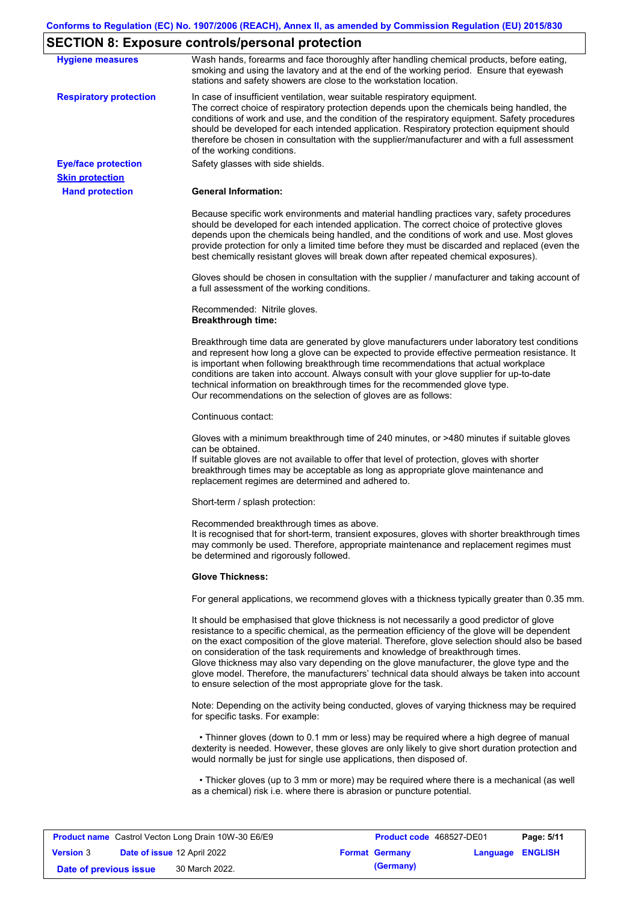## SECTION 8: Exposure controls/personal protection

**Hygiene measures**

Wash hands, forearms and face thoroughly after handling chemical products, before eating, smoking and using the lavatory and at the end of the working period. Ensure that eyewash stations and safety showers are close to the workstation location.

**Respiratory protection**

In case of insufficient ventilation, wear suitable respiratory equipment.
The correct choice of respiratory protection depends upon the chemicals being handled, the conditions of work and use, and the condition of the respiratory equipment. Safety procedures should be developed for each intended application. Respiratory protection equipment should therefore be chosen in consultation with the supplier/manufacturer and with a full assessment of the working conditions.

**Eye/face protection**

Safety glasses with side shields.

**Skin protection**

**Hand protection**

**General Information:**

Because specific work environments and material handling practices vary, safety procedures should be developed for each intended application. The correct choice of protective gloves depends upon the chemicals being handled, and the conditions of work and use. Most gloves provide protection for only a limited time before they must be discarded and replaced (even the best chemically resistant gloves will break down after repeated chemical exposures).

Gloves should be chosen in consultation with the supplier / manufacturer and taking account of a full assessment of the working conditions.

Recommended: Nitrile gloves.
**Breakthrough time:**

Breakthrough time data are generated by glove manufacturers under laboratory test conditions and represent how long a glove can be expected to provide effective permeation resistance. It is important when following breakthrough time recommendations that actual workplace conditions are taken into account. Always consult with your glove supplier for up-to-date technical information on breakthrough times for the recommended glove type.
Our recommendations on the selection of gloves are as follows:

Continuous contact:

Gloves with a minimum breakthrough time of 240 minutes, or >480 minutes if suitable gloves can be obtained.
If suitable gloves are not available to offer that level of protection, gloves with shorter breakthrough times may be acceptable as long as appropriate glove maintenance and replacement regimes are determined and adhered to.

Short-term / splash protection:

Recommended breakthrough times as above.
It is recognised that for short-term, transient exposures, gloves with shorter breakthrough times may commonly be used. Therefore, appropriate maintenance and replacement regimes must be determined and rigorously followed.

**Glove Thickness:**

For general applications, we recommend gloves with a thickness typically greater than 0.35 mm.

It should be emphasised that glove thickness is not necessarily a good predictor of glove resistance to a specific chemical, as the permeation efficiency of the glove will be dependent on the exact composition of the glove material. Therefore, glove selection should also be based on consideration of the task requirements and knowledge of breakthrough times.
Glove thickness may also vary depending on the glove manufacturer, the glove type and the glove model. Therefore, the manufacturers' technical data should always be taken into account to ensure selection of the most appropriate glove for the task.

Note: Depending on the activity being conducted, gloves of varying thickness may be required for specific tasks. For example:

- Thinner gloves (down to 0.1 mm or less) may be required where a high degree of manual dexterity is needed. However, these gloves are only likely to give short duration protection and would normally be just for single use applications, then disposed of.

- Thicker gloves (up to 3 mm or more) may be required where there is a mechanical (as well as a chemical) risk i.e. where there is abrasion or puncture potential.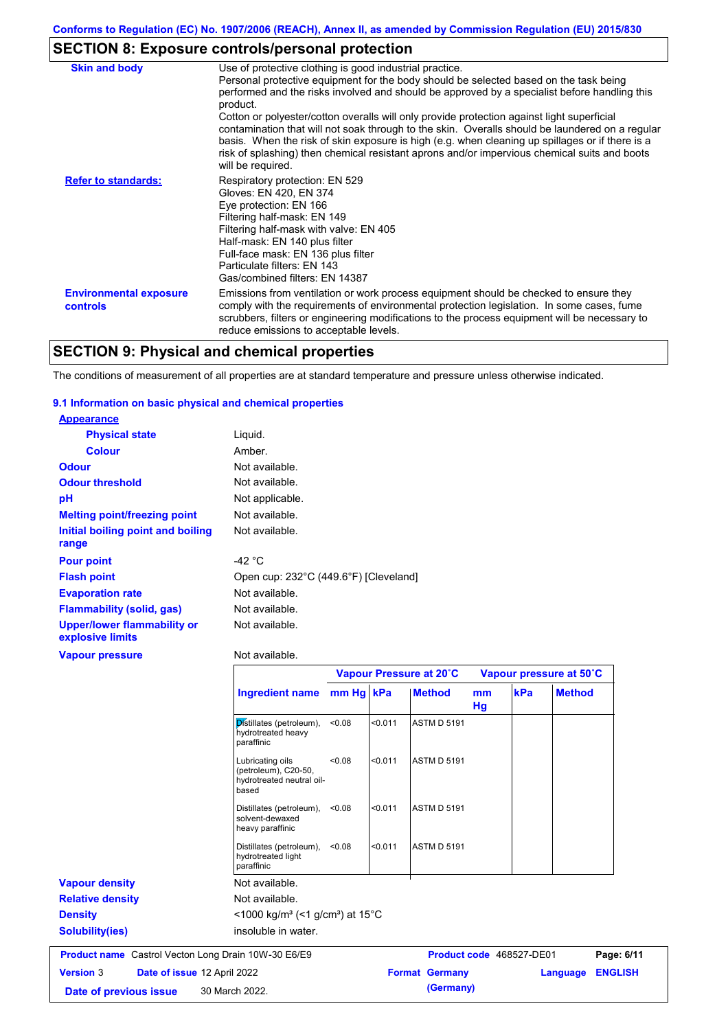## SECTION 8: Exposure controls/personal protection

| | |
|---|---|
| **Skin and body** | Use of protective clothing is good industrial practice. Personal protective equipment for the body should be selected based on the task being performed and the risks involved and should be approved by a specialist before handling this product. Cotton or polyester/cotton overalls will only provide protection against light superficial contamination that will not soak through to the skin. Overalls should be laundered on a regular basis. When the risk of skin exposure is high (e.g. when cleaning up spillages or if there is a risk of splashing) then chemical resistant aprons and/or impervious chemical suits and boots will be required. |
| **Refer to standards:** | Respiratory protection: EN 529<br>Gloves: EN 420, EN 374<br>Eye protection: EN 166<br>Filtering half-mask: EN 149<br>Filtering half-mask with valve: EN 405<br>Half-mask: EN 140 plus filter<br>Full-face mask: EN 136 plus filter<br>Particulate filters: EN 143<br>Gas/combined filters: EN 14387 |
| **Environmental exposure controls** | Emissions from ventilation or work process equipment should be checked to ensure they comply with the requirements of environmental protection legislation. In some cases, fume scrubbers, filters or engineering modifications to the process equipment will be necessary to reduce emissions to acceptable levels. |

## SECTION 9: Physical and chemical properties

The conditions of measurement of all properties are at standard temperature and pressure unless otherwise indicated.

### 9.1 Information on basic physical and chemical properties

**Appearance**

| | |
|---|---|
| **Physical state** | Liquid. |
| **Colour** | Amber. |
| **Odour** | Not available. |
| **Odour threshold** | Not available. |
| **pH** | Not applicable. |
| **Melting point/freezing point** | Not available. |
| **Initial boiling point and boiling range** | Not available. |
| **Pour point** | -42 °C |
| **Flash point** | Open cup: 232°C (449.6°F) [Cleveland] |
| **Evaporation rate** | Not available. |
| **Flammability (solid, gas)** | Not available. |
| **Upper/lower flammability or explosive limits** | Not available. |
| **Vapour pressure** | Not available. |

| | Vapour Pressure at 20˚C | | | Vapour pressure at 50˚C | | |
|---|---|---|---|---|---|---|
| **Ingredient name** | **mm Hg** | **kPa** | **Method** | **mm Hg** | **kPa** | **Method** |
| Distillates (petroleum), hydrotreated heavy paraffinic | <0.08 | <0.011 | ASTM D 5191 | | | |
| Lubricating oils (petroleum), C20-50, hydrotreated neutral oil-based | <0.08 | <0.011 | ASTM D 5191 | | | |
| Distillates (petroleum), solvent-dewaxed heavy paraffinic | <0.08 | <0.011 | ASTM D 5191 | | | |
| Distillates (petroleum), hydrotreated light paraffinic | <0.08 | <0.011 | ASTM D 5191 | | | |

| | |
|---|---|
| **Vapour density** | Not available. |
| **Relative density** | Not available. |
| **Density** | <1000 kg/m³ (<1 g/cm³) at 15°C |
| **Solubility(ies)** | insoluble in water. |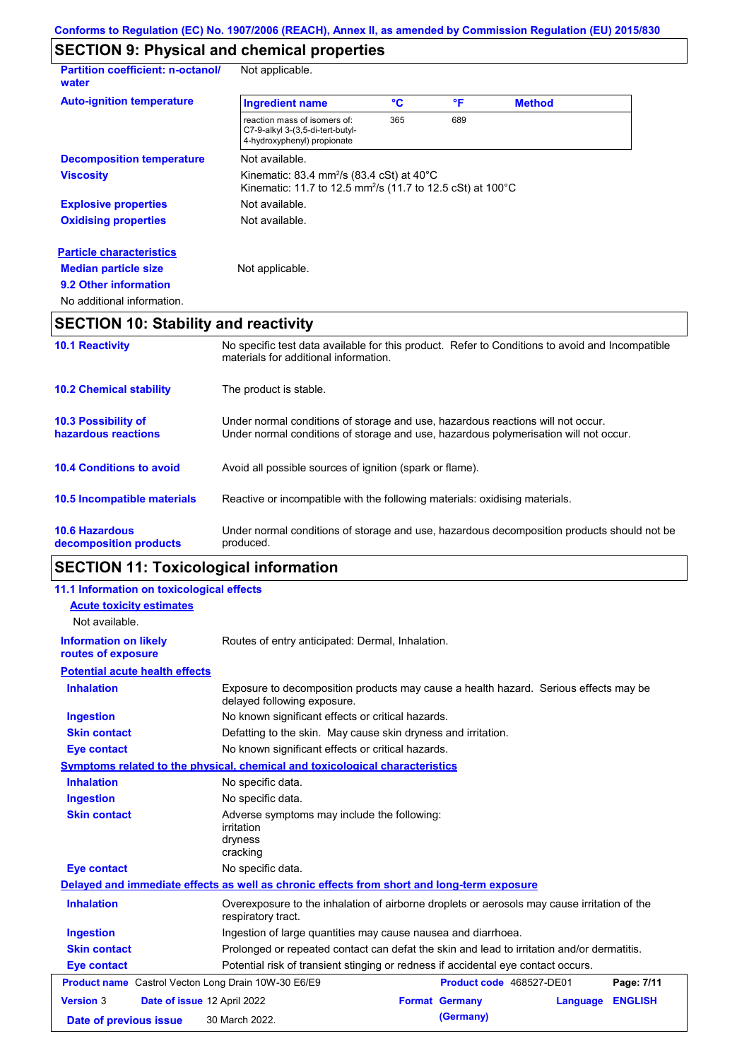Conforms to Regulation (EC) No. 1907/2006 (REACH), Annex II, as amended by Commission Regulation (EU) 2015/830

## SECTION 9: Physical and chemical properties

**Partition coefficient: n-octanol/water** Not applicable.

**Auto-ignition temperature**

| Ingredient name | °C | °F | Method |
|---|---|---|---|
| reaction mass of isomers of: C7-9-alkyl 3-(3,5-di-tert-butyl-4-hydroxyphenyl) propionate | 365 | 689 | |

**Decomposition temperature** Not available.

**Viscosity** Kinematic: 83.4 $mm^2/s$ (83.4 cSt) at 40°C
Kinematic: 11.7 to 12.5 $mm^2/s$ (11.7 to 12.5 cSt) at 100°C

**Explosive properties** Not available.

**Oxidising properties** Not available.

**Particle characteristics**

**Median particle size** Not applicable.

**9.2 Other information**

No additional information.

## SECTION 10: Stability and reactivity

**10.1 Reactivity** No specific test data available for this product. Refer to Conditions to avoid and Incompatible materials for additional information.

**10.2 Chemical stability** The product is stable.

**10.3 Possibility of hazardous reactions** Under normal conditions of storage and use, hazardous reactions will not occur.
Under normal conditions of storage and use, hazardous polymerisation will not occur.

**10.4 Conditions to avoid** Avoid all possible sources of ignition (spark or flame).

**10.5 Incompatible materials** Reactive or incompatible with the following materials: oxidising materials.

**10.6 Hazardous decomposition products** Under normal conditions of storage and use, hazardous decomposition products should not be produced.

## SECTION 11: Toxicological information

**11.1 Information on toxicological effects**

**Acute toxicity estimates**

Not available.

**Information on likely routes of exposure** Routes of entry anticipated: Dermal, Inhalation.

**Potential acute health effects**

**Inhalation** Exposure to decomposition products may cause a health hazard. Serious effects may be delayed following exposure.

**Ingestion** No known significant effects or critical hazards.

**Skin contact** Defatting to the skin. May cause skin dryness and irritation.

**Eye contact** No known significant effects or critical hazards.

**Symptoms related to the physical, chemical and toxicological characteristics**

**Inhalation** No specific data.

**Ingestion** No specific data.

**Skin contact** Adverse symptoms may include the following:
irritation
dryness
cracking

**Eye contact** No specific data.

**Delayed and immediate effects as well as chronic effects from short and long-term exposure**

**Inhalation** Overexposure to the inhalation of airborne droplets or aerosols may cause irritation of the respiratory tract.

**Ingestion** Ingestion of large quantities may cause nausea and diarrhoea.

**Skin contact** Prolonged or repeated contact can defat the skin and lead to irritation and/or dermatitis.

**Eye contact** Potential risk of transient stinging or redness if accidental eye contact occurs.

**Product name** Castrol Vecton Long Drain 10W-30 E6/E9 **Product code** 468527-DE01
**Version** 3 **Date of issue** 12 April 2022 **Format** Germany (Germany) **Language** ENGLISH
**Date of previous issue** 30 March 2022.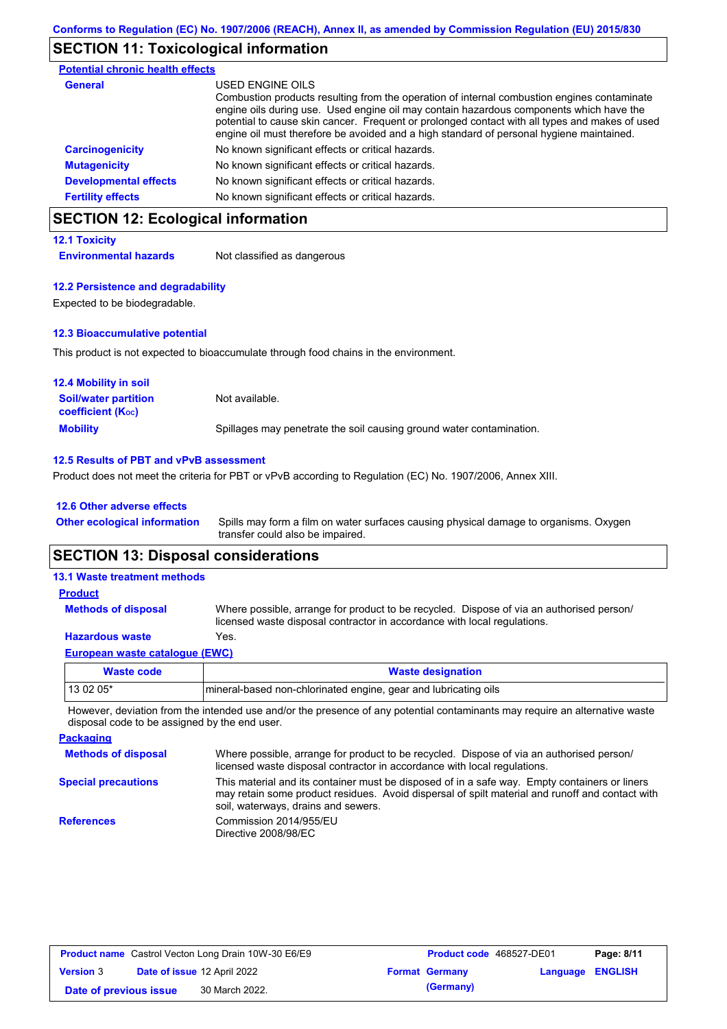## SECTION 11: Toxicological information

**Potential chronic health effects**

**General**

USED ENGINE OILS
Combustion products resulting from the operation of internal combustion engines contaminate engine oils during use. Used engine oil may contain hazardous components which have the potential to cause skin cancer. Frequent or prolonged contact with all types and makes of used engine oil must therefore be avoided and a high standard of personal hygiene maintained.

**Carcinogenicity** No known significant effects or critical hazards.

**Mutagenicity** No known significant effects or critical hazards.

**Developmental effects** No known significant effects or critical hazards.

**Fertility effects** No known significant effects or critical hazards.

## SECTION 12: Ecological information

### 12.1 Toxicity

**Environmental hazards** Not classified as dangerous

### 12.2 Persistence and degradability

Expected to be biodegradable.

### 12.3 Bioaccumulative potential

This product is not expected to bioaccumulate through food chains in the environment.

### 12.4 Mobility in soil

**Soil/water partition coefficient ($K_{OC}$)** Not available.

**Mobility** Spillages may penetrate the soil causing ground water contamination.

### 12.5 Results of PBT and vPvB assessment

Product does not meet the criteria for PBT or vPvB according to Regulation (EC) No. 1907/2006, Annex XIII.

### 12.6 Other adverse effects

**Other ecological information** Spills may form a film on water surfaces causing physical damage to organisms. Oxygen transfer could also be impaired.

## SECTION 13: Disposal considerations

### 13.1 Waste treatment methods

**Product**

**Methods of disposal** Where possible, arrange for product to be recycled. Dispose of via an authorised person/ licensed waste disposal contractor in accordance with local regulations.

**Hazardous waste** Yes.

**European waste catalogue (EWC)**

| Waste code | Waste designation |
|---|---|
| 13 02 05* | mineral-based non-chlorinated engine, gear and lubricating oils |

However, deviation from the intended use and/or the presence of any potential contaminants may require an alternative waste disposal code to be assigned by the end user.

**Packaging**

**Methods of disposal** Where possible, arrange for product to be recycled. Dispose of via an authorised person/ licensed waste disposal contractor in accordance with local regulations.

**Special precautions** This material and its container must be disposed of in a safe way. Empty containers or liners may retain some product residues. Avoid dispersal of spilt material and runoff and contact with soil, waterways, drains and sewers.

**References** Commission 2014/955/EU
Directive 2008/98/EC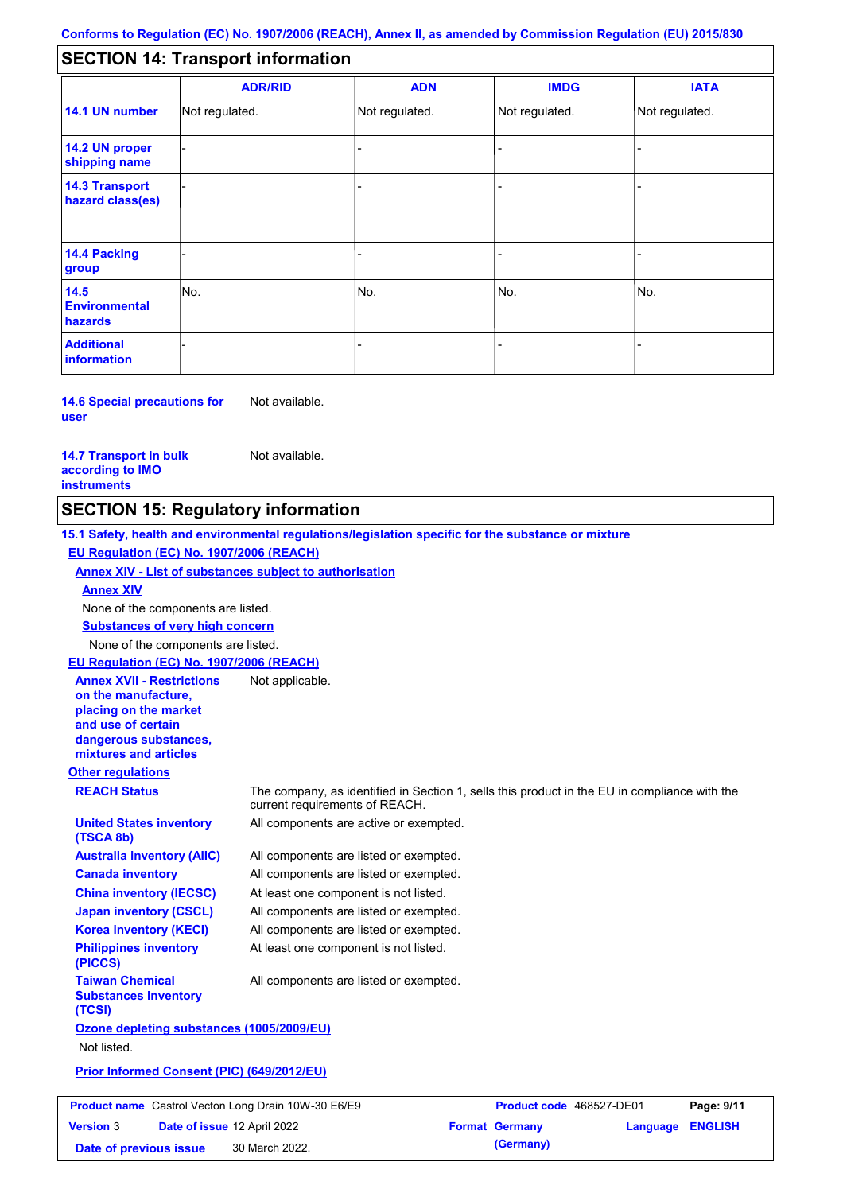Conforms to Regulation (EC) No. 1907/2006 (REACH), Annex II, as amended by Commission Regulation (EU) 2015/830

## SECTION 14: Transport information

| | ADR/RID | ADN | IMDG | IATA |
|---|---|---|---|---|
| **14.1 UN number** | Not regulated. | Not regulated. | Not regulated. | Not regulated. |
| **14.2 UN proper shipping name** | - | - | - | - |
| **14.3 Transport hazard class(es)** | - | - | - | - |
| **14.4 Packing group** | - | - | - | - |
| **14.5 Environmental hazards** | No. | No. | No. | No. |
| **Additional information** | - | - | - | - |

**14.6 Special precautions for user** Not available.

**14.7 Transport in bulk according to IMO instruments** Not available.

## SECTION 15: Regulatory information

**15.1 Safety, health and environmental regulations/legislation specific for the substance or mixture**

**EU Regulation (EC) No. 1907/2006 (REACH)**

**Annex XIV - List of substances subject to authorisation**

**Annex XIV**

None of the components are listed.

**Substances of very high concern**

None of the components are listed.

**EU Regulation (EC) No. 1907/2006 (REACH)**

**Annex XVII - Restrictions on the manufacture, placing on the market and use of certain dangerous substances, mixtures and articles** Not applicable.

**Other regulations**

**REACH Status** The company, as identified in Section 1, sells this product in the EU in compliance with the current requirements of REACH.

**United States inventory (TSCA 8b)** All components are active or exempted.

**Australia inventory (AIIC)** All components are listed or exempted.

**Canada inventory** All components are listed or exempted.

**China inventory (IECSC)** At least one component is not listed.

**Japan inventory (CSCL)** All components are listed or exempted.

**Korea inventory (KECI)** All components are listed or exempted.

**Philippines inventory (PICCS)** At least one component is not listed.

**Taiwan Chemical Substances Inventory (TCSI)** All components are listed or exempted.

**Ozone depleting substances (1005/2009/EU)**

Not listed.

**Prior Informed Consent (PIC) (649/2012/EU)**

| **Product name** Castrol Vecton Long Drain 10W-30 E6/E9 | **Product code** 468527-DE01 | **Page: 9/11** |
|---|---|---|
| **Version** 3 **Date of issue** 12 April 2022 | **Format** Germany (Germany) | **Language** ENGLISH |
| **Date of previous issue** 30 March 2022. | | |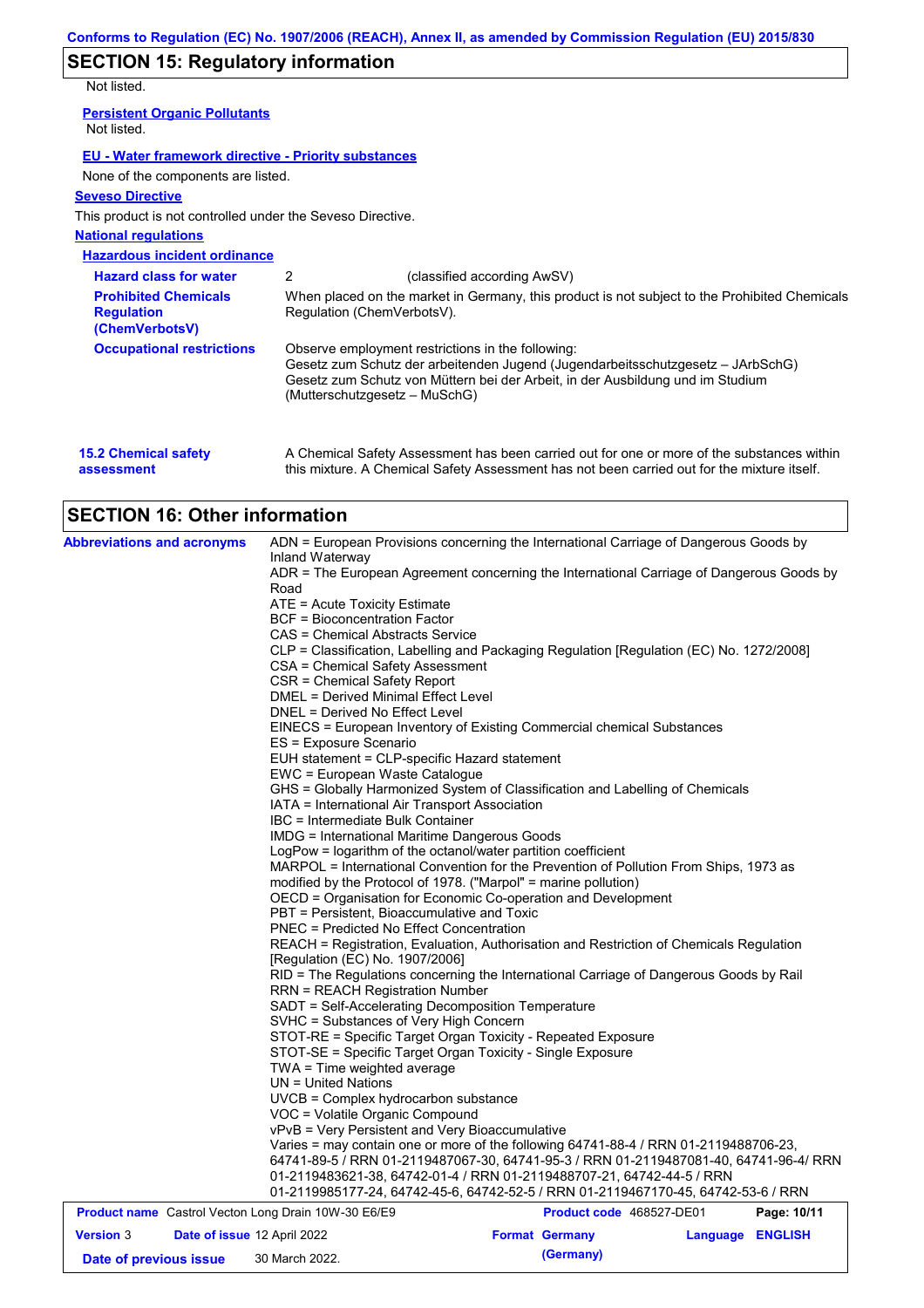## SECTION 15: Regulatory information

Not listed.

**Persistent Organic Pollutants**

Not listed.

**EU - Water framework directive - Priority substances**

None of the components are listed.

**Seveso Directive**

This product is not controlled under the Seveso Directive.

**National regulations**

**Hazardous incident ordinance**

| | |
|---|---|
| **Hazard class for water** | 2 (classified according AwSV) |
| **Prohibited Chemicals Regulation (ChemVerbotsV)** | When placed on the market in Germany, this product is not subject to the Prohibited Chemicals Regulation (ChemVerbotsV). |
| **Occupational restrictions** | Observe employment restrictions in the following: Gesetz zum Schutz der arbeitenden Jugend (Jugendarbeitsschutzgesetz – JArbSchG) Gesetz zum Schutz von Müttern bei der Arbeit, in der Ausbildung und im Studium (Mutterschutzgesetz – MuSchG) |

**15.2 Chemical safety assessment**

A Chemical Safety Assessment has been carried out for one or more of the substances within this mixture. A Chemical Safety Assessment has not been carried out for the mixture itself.

## SECTION 16: Other information

**Abbreviations and acronyms**

ADN = European Provisions concerning the International Carriage of Dangerous Goods by Inland Waterway
ADR = The European Agreement concerning the International Carriage of Dangerous Goods by Road
ATE = Acute Toxicity Estimate
BCF = Bioconcentration Factor
CAS = Chemical Abstracts Service
CLP = Classification, Labelling and Packaging Regulation [Regulation (EC) No. 1272/2008]
CSA = Chemical Safety Assessment
CSR = Chemical Safety Report
DMEL = Derived Minimal Effect Level
DNEL = Derived No Effect Level
EINECS = European Inventory of Existing Commercial chemical Substances
ES = Exposure Scenario
EUH statement = CLP-specific Hazard statement
EWC = European Waste Catalogue
GHS = Globally Harmonized System of Classification and Labelling of Chemicals
IATA = International Air Transport Association
IBC = Intermediate Bulk Container
IMDG = International Maritime Dangerous Goods
LogPow = logarithm of the octanol/water partition coefficient
MARPOL = International Convention for the Prevention of Pollution From Ships, 1973 as modified by the Protocol of 1978. ("Marpol" = marine pollution)
OECD = Organisation for Economic Co-operation and Development
PBT = Persistent, Bioaccumulative and Toxic
PNEC = Predicted No Effect Concentration
REACH = Registration, Evaluation, Authorisation and Restriction of Chemicals Regulation [Regulation (EC) No. 1907/2006]
RID = The Regulations concerning the International Carriage of Dangerous Goods by Rail
RRN = REACH Registration Number
SADT = Self-Accelerating Decomposition Temperature
SVHC = Substances of Very High Concern
STOT-RE = Specific Target Organ Toxicity - Repeated Exposure
STOT-SE = Specific Target Organ Toxicity - Single Exposure
TWA = Time weighted average
UN = United Nations
UVCB = Complex hydrocarbon substance
VOC = Volatile Organic Compound
vPvB = Very Persistent and Very Bioaccumulative
Varies = may contain one or more of the following 64741-88-4 / RRN 01-2119488706-23, 64741-89-5 / RRN 01-2119487067-30, 64741-95-3 / RRN 01-2119487081-40, 64741-96-4/ RRN 01-2119483621-38, 64742-01-4 / RRN 01-2119488707-21, 64742-44-5 / RRN 01-2119985177-24, 64742-45-6, 64742-52-5 / RRN 01-2119467170-45, 64742-53-6 / RRN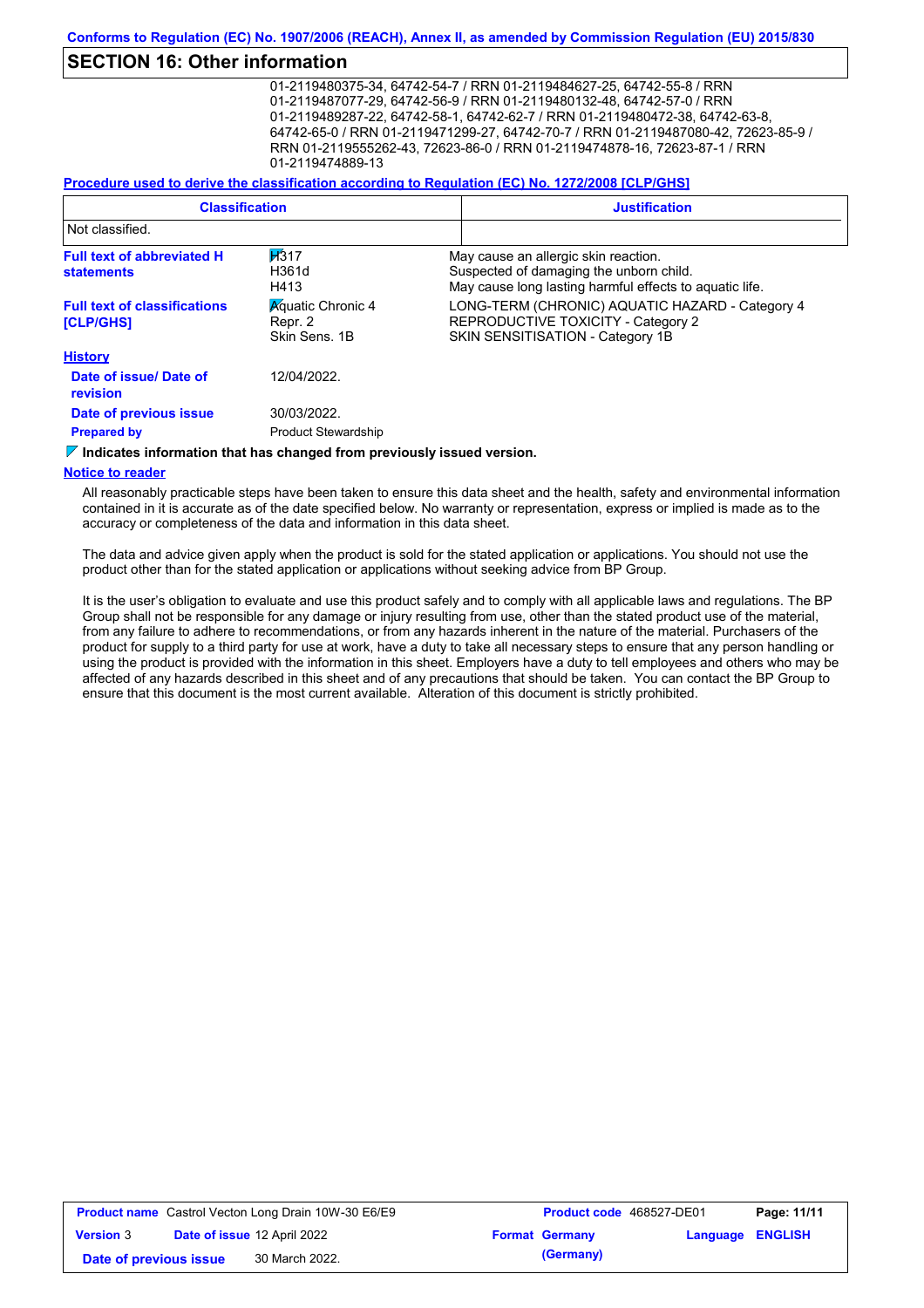## SECTION 16: Other information

01-2119480375-34, 64742-54-7 / RRN 01-2119484627-25, 64742-55-8 / RRN 01-2119487077-29, 64742-56-9 / RRN 01-2119480132-48, 64742-57-0 / RRN 01-2119489287-22, 64742-58-1, 64742-62-7 / RRN 01-2119480472-38, 64742-63-8, 64742-65-0 / RRN 01-2119471299-27, 64742-70-7 / RRN 01-2119487080-42, 72623-85-9 / RRN 01-2119555262-43, 72623-86-0 / RRN 01-2119474878-16, 72623-87-1 / RRN 01-2119474889-13

**Procedure used to derive the classification according to Regulation (EC) No. 1272/2008 [CLP/GHS]**

| Classification | Justification |
|---|---|
| Not classified. | |

| | | |
|---|---|---|
| **Full text of abbreviated H statements** | H317<br>H361d<br>H413 | May cause an allergic skin reaction.<br>Suspected of damaging the unborn child.<br>May cause long lasting harmful effects to aquatic life. |
| **Full text of classifications [CLP/GHS]** | Aquatic Chronic 4<br>Repr. 2<br>Skin Sens. 1B | LONG-TERM (CHRONIC) AQUATIC HAZARD - Category 4<br>REPRODUCTIVE TOXICITY - Category 2<br>SKIN SENSITISATION - Category 1B |

**History**

| | |
|---|---|
| **Date of issue/ Date of revision** | 12/04/2022. |
| **Date of previous issue** | 30/03/2022. |
| **Prepared by** | Product Stewardship |

**Indicates information that has changed from previously issued version.**

**Notice to reader**

All reasonably practicable steps have been taken to ensure this data sheet and the health, safety and environmental information contained in it is accurate as of the date specified below. No warranty or representation, express or implied is made as to the accuracy or completeness of the data and information in this data sheet.

The data and advice given apply when the product is sold for the stated application or applications. You should not use the product other than for the stated application or applications without seeking advice from BP Group.

It is the user's obligation to evaluate and use this product safely and to comply with all applicable laws and regulations. The BP Group shall not be responsible for any damage or injury resulting from use, other than the stated product use of the material, from any failure to adhere to recommendations, or from any hazards inherent in the nature of the material. Purchasers of the product for supply to a third party for use at work, have a duty to take all necessary steps to ensure that any person handling or using the product is provided with the information in this sheet. Employers have a duty to tell employees and others who may be affected of any hazards described in this sheet and of any precautions that should be taken. You can contact the BP Group to ensure that this document is the most current available. Alteration of this document is strictly prohibited.